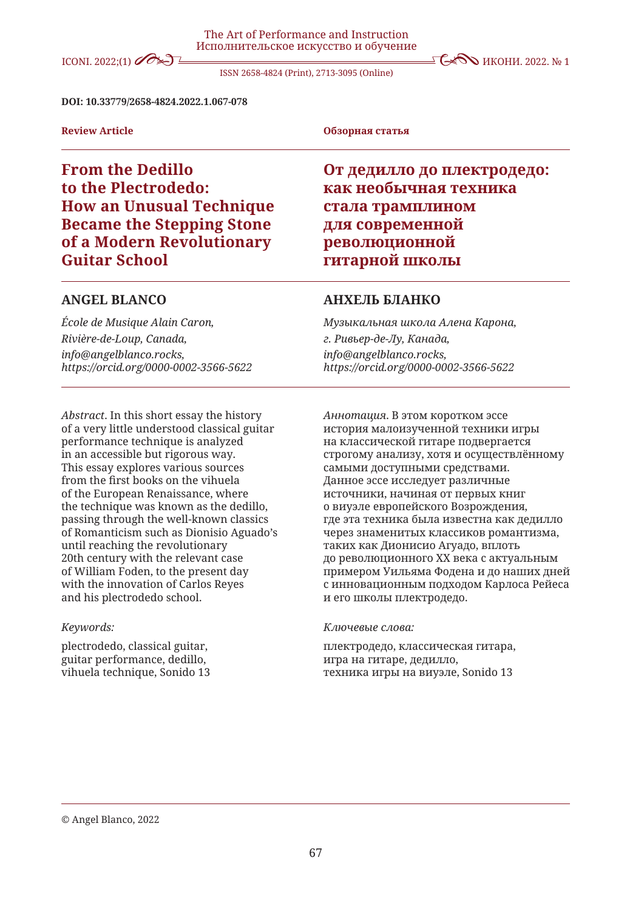**DOI: 10.33779/2658-4824.2022.1.067-078**

**Review Article**

**Обзорная статья**

# From the Dedillo to the Plectrodedo: How an Unusual Technique Became the Stepping Stone of a Modern Revolutionary Guitar School

# От дедилло до плектродедо: как необычная техника стала трамплином для современной революционной гитарной школы

## ANGEL BLANCO

*École de Musique Alain Caron,*
*Rivière-de-Loup, Canada,*
*info@angelblanco.rocks,*
*https://orcid.org/0000-0002-3566-5622*

## АНХЕЛЬ БЛАНКО

*Музыкальная школа Алена Карона,*
*г. Ривьер-де-Лу, Канада,*
*info@angelblanco.rocks,*
*https://orcid.org/0000-0002-3566-5622*

*Abstract*. In this short essay the history of a very little understood classical guitar performance technique is analyzed in an accessible but rigorous way. This essay explores various sources from the first books on the vihuela of the European Renaissance, where the technique was known as the dedillo, passing through the well-known classics of Romanticism such as Dionisio Aguado's until reaching the revolutionary 20th century with the relevant case of William Foden, to the present day with the innovation of Carlos Reyes and his plectrodedo school.

*Keywords:*

plectrodedo, classical guitar, guitar performance, dedillo, vihuela technique, Sonido 13

*Аннотация*. В этом коротком эссе история малоизученной техники игры на классической гитаре подвергается строгому анализу, хотя и осуществлённому самыми доступными средствами. Данное эссе исследует различные источники, начиная от первых книг о виуэле европейского Возрождения, где эта техника была известна как дедилло через знаменитых классиков романтизма, таких как Дионисио Агуадо, вплоть до революционного XX века с актуальным примером Уильяма Фодена и до наших дней с инновационным подходом Карлоса Рейеса и его школы плектродедо.

*Ключевые слова:*

плектродедо, классическая гитара, игра на гитаре, дедилло, техника игры на виуэле, Sonido 13

© Angel Blanco, 2022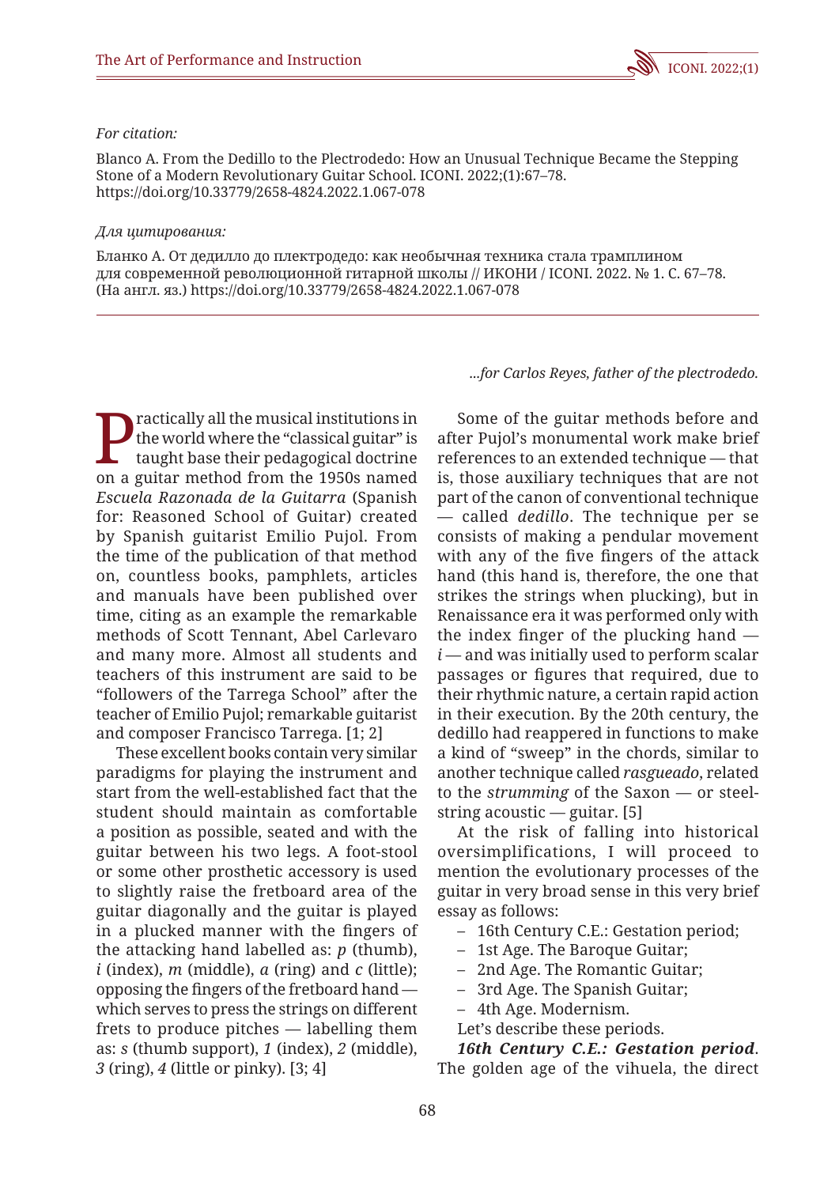*For citation:*

Blanco A. From the Dedillo to the Plectrodedo: How an Unusual Technique Became the Stepping Stone of a Modern Revolutionary Guitar School. ICONI. 2022;(1):67–78. https://doi.org/10.33779/2658-4824.2022.1.067-078

*Для цитирования:*

Бланко А. От дедилло до плектродедо: как необычная техника стала трамплином для современной революционной гитарной школы // ИКОНИ / ICONI. 2022. № 1. С. 67–78. (На англ. яз.) https://doi.org/10.33779/2658-4824.2022.1.067-078

*...for Carlos Reyes, father of the plectrodedo.*

Practically all the musical institutions in the world where the "classical guitar" is taught base their pedagogical doctrine on a guitar method from the 1950s named *Escuela Razonada de la Guitarra* (Spanish for: Reasoned School of Guitar) created by Spanish guitarist Emilio Pujol. From the time of the publication of that method on, countless books, pamphlets, articles and manuals have been published over time, citing as an example the remarkable methods of Scott Tennant, Abel Carlevaro and many more. Almost all students and teachers of this instrument are said to be "followers of the Tarrega School" after the teacher of Emilio Pujol; remarkable guitarist and composer Francisco Tarrega. [1; 2]

These excellent books contain very similar paradigms for playing the instrument and start from the well-established fact that the student should maintain as comfortable a position as possible, seated and with the guitar between his two legs. A foot-stool or some other prosthetic accessory is used to slightly raise the fretboard area of the guitar diagonally and the guitar is played in a plucked manner with the fingers of the attacking hand labelled as: *p* (thumb), *i* (index), *m* (middle), *a* (ring) and *c* (little); opposing the fingers of the fretboard hand — which serves to press the strings on different frets to produce pitches — labelling them as: *s* (thumb support), *1* (index), *2* (middle), *3* (ring), *4* (little or pinky). [3; 4]

Some of the guitar methods before and after Pujol's monumental work make brief references to an extended technique — that is, those auxiliary techniques that are not part of the canon of conventional technique — called *dedillo*. The technique per se consists of making a pendular movement with any of the five fingers of the attack hand (this hand is, therefore, the one that strikes the strings when plucking), but in Renaissance era it was performed only with the index finger of the plucking hand — *i* — and was initially used to perform scalar passages or figures that required, due to their rhythmic nature, a certain rapid action in their execution. By the 20th century, the dedillo had reappeared in functions to make a kind of "sweep" in the chords, similar to another technique called *rasgueado*, related to the *strumming* of the Saxon — or steel-string acoustic — guitar. [5]

At the risk of falling into historical oversimplifications, I will proceed to mention the evolutionary processes of the guitar in very broad sense in this very brief essay as follows:

- 16th Century C.E.: Gestation period;
- 1st Age. The Baroque Guitar;
- 2nd Age. The Romantic Guitar;
- 3rd Age. The Spanish Guitar;
- 4th Age. Modernism.

Let's describe these periods.

***16th Century C.E.: Gestation period***. The golden age of the vihuela, the direct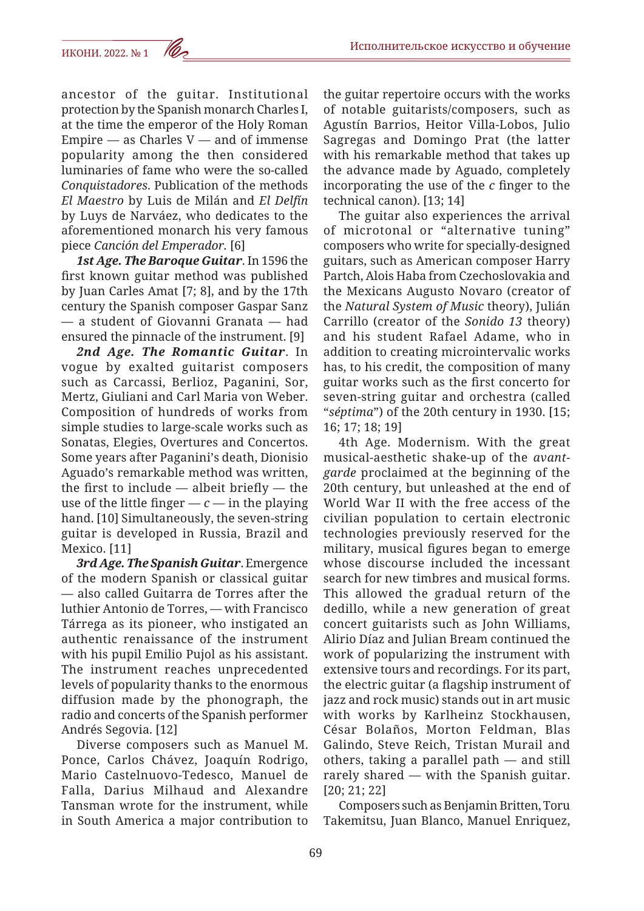ancestor of the guitar. Institutional protection by the Spanish monarch Charles I, at the time the emperor of the Holy Roman Empire — as Charles V — and of immense popularity among the then considered luminaries of fame who were the so-called *Conquistadores*. Publication of the methods *El Maestro* by Luis de Milán and *El Delfín* by Luys de Narváez, who dedicates to the aforementioned monarch his very famous piece *Canción del Emperador.* [6]

***1st Age. The Baroque Guitar***. In 1596 the first known guitar method was published by Juan Carles Amat [7; 8], and by the 17th century the Spanish composer Gaspar Sanz — a student of Giovanni Granata — had ensured the pinnacle of the instrument. [9]

***2nd Age. The Romantic Guitar***. In vogue by exalted guitarist composers such as Carcassi, Berlioz, Paganini, Sor, Mertz, Giuliani and Carl Maria von Weber. Composition of hundreds of works from simple studies to large-scale works such as Sonatas, Elegies, Overtures and Concertos. Some years after Paganini's death, Dionisio Aguado's remarkable method was written, the first to include — albeit briefly — the use of the little finger — *c* — in the playing hand. [10] Simultaneously, the seven-string guitar is developed in Russia, Brazil and Mexico. [11]

***3rd Age. The Spanish Guitar***. Emergence of the modern Spanish or classical guitar — also called Guitarra de Torres after the luthier Antonio de Torres, — with Francisco Tárrega as its pioneer, who instigated an authentic renaissance of the instrument with his pupil Emilio Pujol as his assistant. The instrument reaches unprecedented levels of popularity thanks to the enormous diffusion made by the phonograph, the radio and concerts of the Spanish performer Andrés Segovia. [12]

Diverse composers such as Manuel M. Ponce, Carlos Chávez, Joaquín Rodrigo, Mario Castelnuovo-Tedesco, Manuel de Falla, Darius Milhaud and Alexandre Tansman wrote for the instrument, while in South America a major contribution to the guitar repertoire occurs with the works of notable guitarists/composers, such as Agustín Barrios, Heitor Villa-Lobos, Julio Sagregas and Domingo Prat (the latter with his remarkable method that takes up the advance made by Aguado, completely incorporating the use of the *c* finger to the technical canon). [13; 14]

The guitar also experiences the arrival of microtonal or "alternative tuning" composers who write for specially-designed guitars, such as American composer Harry Partch, Alois Haba from Czechoslovakia and the Mexicans Augusto Novaro (creator of the *Natural System of Music* theory), Julián Carrillo (creator of the *Sonido 13* theory) and his student Rafael Adame, who in addition to creating microintervalic works has, to his credit, the composition of many guitar works such as the first concerto for seven-string guitar and orchestra (called "*séptima*") of the 20th century in 1930. [15; 16; 17; 18; 19]

4th Age. Modernism. With the great musical-aesthetic shake-up of the *avant-garde* proclaimed at the beginning of the 20th century, but unleashed at the end of World War II with the free access of the civilian population to certain electronic technologies previously reserved for the military, musical figures began to emerge whose discourse included the incessant search for new timbres and musical forms. This allowed the gradual return of the dedillo, while a new generation of great concert guitarists such as John Williams, Alirio Díaz and Julian Bream continued the work of popularizing the instrument with extensive tours and recordings. For its part, the electric guitar (a flagship instrument of jazz and rock music) stands out in art music with works by Karlheinz Stockhausen, César Bolaños, Morton Feldman, Blas Galindo, Steve Reich, Tristan Murail and others, taking a parallel path — and still rarely shared — with the Spanish guitar. [20; 21; 22]

Composers such as Benjamin Britten, Toru Takemitsu, Juan Blanco, Manuel Enriquez,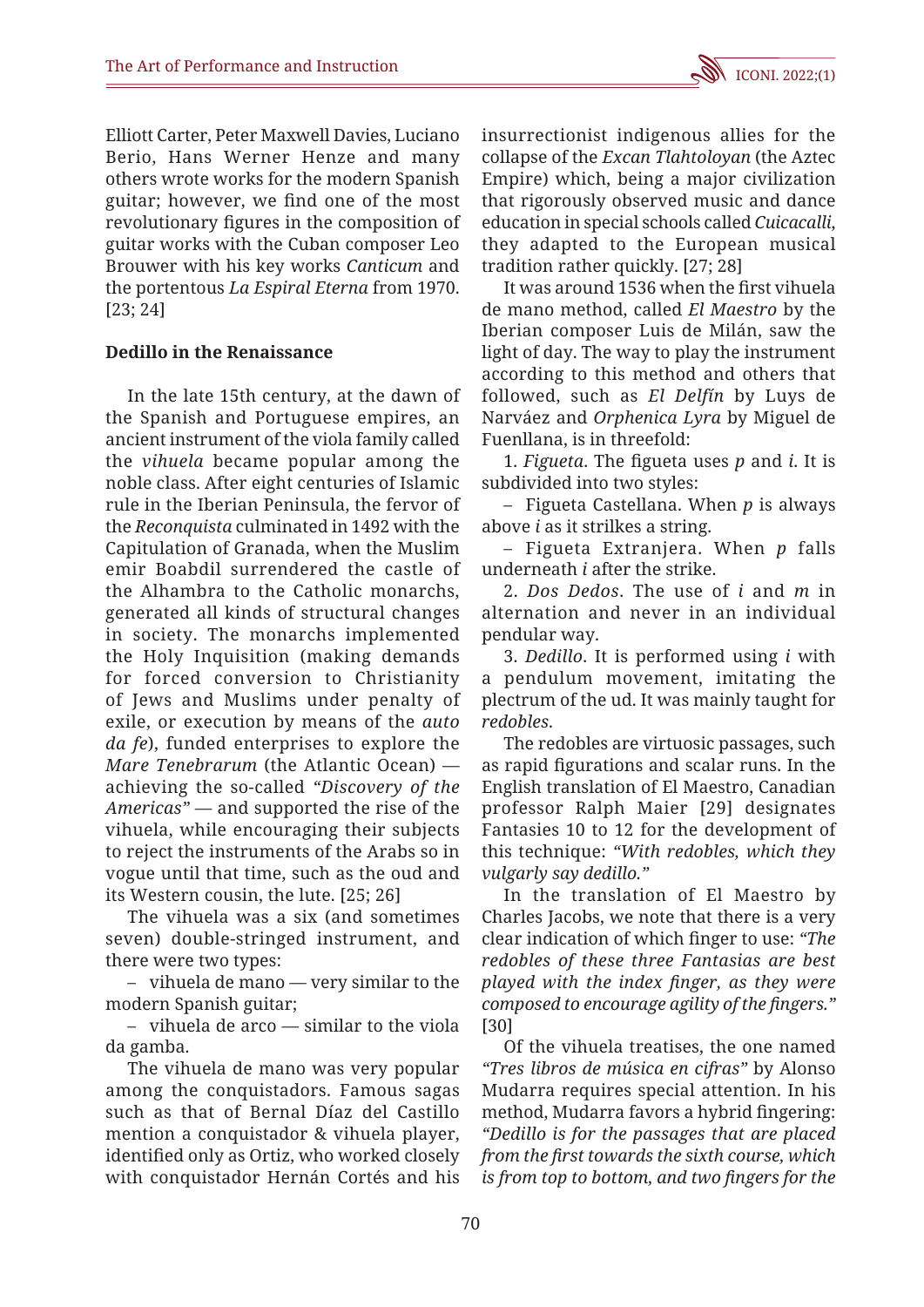Elliott Carter, Peter Maxwell Davies, Luciano Berio, Hans Werner Henze and many others wrote works for the modern Spanish guitar; however, we find one of the most revolutionary figures in the composition of guitar works with the Cuban composer Leo Brouwer with his key works *Canticum* and the portentous *La Espiral Eterna* from 1970. [23; 24]

### Dedillo in the Renaissance

In the late 15th century, at the dawn of the Spanish and Portuguese empires, an ancient instrument of the viola family called the *vihuela* became popular among the noble class. After eight centuries of Islamic rule in the Iberian Peninsula, the fervor of the *Reconquista* culminated in 1492 with the Capitulation of Granada, when the Muslim emir Boabdil surrendered the castle of the Alhambra to the Catholic monarchs, generated all kinds of structural changes in society. The monarchs implemented the Holy Inquisition (making demands for forced conversion to Christianity of Jews and Muslims under penalty of exile, or execution by means of the *auto da fe*), funded enterprises to explore the *Mare Tenebrarum* (the Atlantic Ocean) — achieving the so-called *"Discovery of the Americas"* — and supported the rise of the vihuela, while encouraging their subjects to reject the instruments of the Arabs so in vogue until that time, such as the oud and its Western cousin, the lute. [25; 26]

The vihuela was a six (and sometimes seven) double-stringed instrument, and there were two types:

– vihuela de mano — very similar to the modern Spanish guitar;

– vihuela de arco — similar to the viola da gamba.

The vihuela de mano was very popular among the conquistadors. Famous sagas such as that of Bernal Díaz del Castillo mention a conquistador & vihuela player, identified only as Ortiz, who worked closely with conquistador Hernán Cortés and his insurrectionist indigenous allies for the collapse of the *Excan Tlahtoloyan* (the Aztec Empire) which, being a major civilization that rigorously observed music and dance education in special schools called *Cuicacalli*, they adapted to the European musical tradition rather quickly. [27; 28]

It was around 1536 when the first vihuela de mano method, called *El Maestro* by the Iberian composer Luis de Milán, saw the light of day. The way to play the instrument according to this method and others that followed, such as *El Delfín* by Luys de Narváez and *Orphenica Lyra* by Miguel de Fuenllana, is in threefold:

1. *Figueta*. The figueta uses *p* and *i*. It is subdivided into two styles:

– Figueta Castellana. When *p* is always above *i* as it strilkes a string.

– Figueta Extranjera. When *p* falls underneath *i* after the strike.

2. *Dos Dedos*. The use of *i* and *m* in alternation and never in an individual pendular way.

3. *Dedillo*. It is performed using *i* with a pendulum movement, imitating the plectrum of the ud. It was mainly taught for *redobles*.

The redobles are virtuosic passages, such as rapid figurations and scalar runs. In the English translation of El Maestro, Canadian professor Ralph Maier [29] designates Fantasies 10 to 12 for the development of this technique: *"With redobles, which they vulgarly say dedillo."*

In the translation of El Maestro by Charles Jacobs, we note that there is a very clear indication of which finger to use: *"The redobles of these three Fantasias are best played with the index finger, as they were composed to encourage agility of the fingers."* [30]

Of the vihuela treatises, the one named *"Tres libros de música en cifras"* by Alonso Mudarra requires special attention. In his method, Mudarra favors a hybrid fingering: *"Dedillo is for the passages that are placed from the first towards the sixth course, which is from top to bottom, and two fingers for the*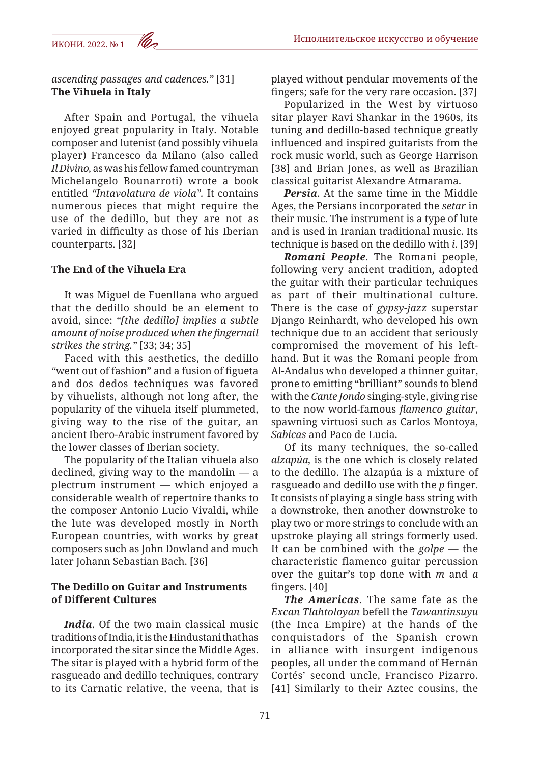*ascending passages and cadences."* [31]

**The Vihuela in Italy**

After Spain and Portugal, the vihuela enjoyed great popularity in Italy. Notable composer and lutenist (and possibly vihuela player) Francesco da Milano (also called *Il Divino,* as was his fellow famed countryman Michelangelo Bounarroti) wrote a book entitled *"Intavolatura de viola"*. It contains numerous pieces that might require the use of the dedillo, but they are not as varied in difficulty as those of his Iberian counterparts. [32]

**The End of the Vihuela Era**

It was Miguel de Fuenllana who argued that the dedillo should be an element to avoid, since: *"[the dedillo] implies a subtle amount of noise produced when the fingernail strikes the string."* [33; 34; 35]

Faced with this aesthetics, the dedillo "went out of fashion" and a fusion of figueta and dos dedos techniques was favored by vihuelists, although not long after, the popularity of the vihuela itself plummeted, giving way to the rise of the guitar, an ancient Ibero-Arabic instrument favored by the lower classes of Iberian society.

The popularity of the Italian vihuela also declined, giving way to the mandolin — a plectrum instrument — which enjoyed a considerable wealth of repertoire thanks to the composer Antonio Lucio Vivaldi, while the lute was developed mostly in North European countries, with works by great composers such as John Dowland and much later Johann Sebastian Bach. [36]

**The Dedillo on Guitar and Instruments of Different Cultures**

***India***. Of the two main classical music traditions of India, it is the Hindustani that has incorporated the sitar since the Middle Ages. The sitar is played with a hybrid form of the rasgueado and dedillo techniques, contrary to its Carnatic relative, the veena, that is played without pendular movements of the fingers; safe for the very rare occasion. [37]

Popularized in the West by virtuoso sitar player Ravi Shankar in the 1960s, its tuning and dedillo-based technique greatly influenced and inspired guitarists from the rock music world, such as George Harrison [38] and Brian Jones, as well as Brazilian classical guitarist Alexandre Atmarama.

***Persia***. At the same time in the Middle Ages, the Persians incorporated the *setar* in their music. The instrument is a type of lute and is used in Iranian traditional music. Its technique is based on the dedillo with *i*. [39]

***Romani People***. The Romani people, following very ancient tradition, adopted the guitar with their particular techniques as part of their multinational culture. There is the case of *gypsy-jazz* superstar Django Reinhardt, who developed his own technique due to an accident that seriously compromised the movement of his left-hand. But it was the Romani people from Al-Andalus who developed a thinner guitar, prone to emitting "brilliant" sounds to blend with the *Cante Jondo* singing-style, giving rise to the now world-famous *flamenco guitar*, spawning virtuosi such as Carlos Montoya, *Sabicas* and Paco de Lucia.

Of its many techniques, the so-called *alzapúa,* is the one which is closely related to the dedillo. The alzapúa is a mixture of rasgueado and dedillo use with the *p* finger. It consists of playing a single bass string with a downstroke, then another downstroke to play two or more strings to conclude with an upstroke playing all strings formerly used. It can be combined with the *golpe* — the characteristic flamenco guitar percussion over the guitar's top done with *m* and *a* fingers. [40]

***The Americas***. The same fate as the *Excan Tlahtoloyan* befell the *Tawantinsuyu* (the Inca Empire) at the hands of the conquistadors of the Spanish crown in alliance with insurgent indigenous peoples, all under the command of Hernán Cortés' second uncle, Francisco Pizarro. [41] Similarly to their Aztec cousins, the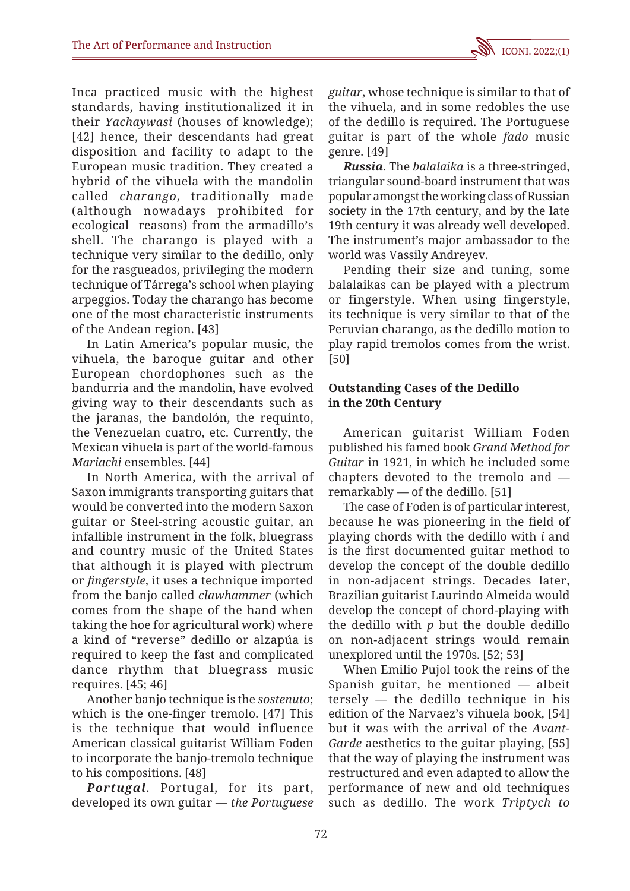Inca practiced music with the highest standards, having institutionalized it in their *Yachaywasi* (houses of knowledge); [42] hence, their descendants had great disposition and facility to adapt to the European music tradition. They created a hybrid of the vihuela with the mandolin called *charango*, traditionally made (although nowadays prohibited for ecological reasons) from the armadillo's shell. The charango is played with a technique very similar to the dedillo, only for the rasgueados, privileging the modern technique of Tárrega's school when playing arpeggios. Today the charango has become one of the most characteristic instruments of the Andean region. [43]

In Latin America's popular music, the vihuela, the baroque guitar and other European chordophones such as the bandurria and the mandolin, have evolved giving way to their descendants such as the jaranas, the bandolón, the requinto, the Venezuelan cuatro, etc. Currently, the Mexican vihuela is part of the world-famous *Mariachi* ensembles. [44]

In North America, with the arrival of Saxon immigrants transporting guitars that would be converted into the modern Saxon guitar or Steel-string acoustic guitar, an infallible instrument in the folk, bluegrass and country music of the United States that although it is played with plectrum or *fingerstyle*, it uses a technique imported from the banjo called *clawhammer* (which comes from the shape of the hand when taking the hoe for agricultural work) where a kind of "reverse" dedillo or alzapúa is required to keep the fast and complicated dance rhythm that bluegrass music requires. [45; 46]

Another banjo technique is the *sostenuto*; which is the one-finger tremolo. [47] This is the technique that would influence American classical guitarist William Foden to incorporate the banjo-tremolo technique to his compositions. [48]

***Portugal***. Portugal, for its part, developed its own guitar — *the Portuguese guitar*, whose technique is similar to that of the vihuela, and in some redobles the use of the dedillo is required. The Portuguese guitar is part of the whole *fado* music genre. [49]

***Russia***. The *balalaika* is a three-stringed, triangular sound-board instrument that was popular amongst the working class of Russian society in the 17th century, and by the late 19th century it was already well developed. The instrument's major ambassador to the world was Vassily Andreyev.

Pending their size and tuning, some balalaikas can be played with a plectrum or fingerstyle. When using fingerstyle, its technique is very similar to that of the Peruvian charango, as the dedillo motion to play rapid tremolos comes from the wrist. [50]

## Outstanding Cases of the Dedillo in the 20th Century

American guitarist William Foden published his famed book *Grand Method for Guitar* in 1921, in which he included some chapters devoted to the tremolo and — remarkably — of the dedillo. [51]

The case of Foden is of particular interest, because he was pioneering in the field of playing chords with the dedillo with *i* and is the first documented guitar method to develop the concept of the double dedillo in non-adjacent strings. Decades later, Brazilian guitarist Laurindo Almeida would develop the concept of chord-playing with the dedillo with *p* but the double dedillo on non-adjacent strings would remain unexplored until the 1970s. [52; 53]

When Emilio Pujol took the reins of the Spanish guitar, he mentioned — albeit tersely — the dedillo technique in his edition of the Narvaez's vihuela book, [54] but it was with the arrival of the *Avant-Garde* aesthetics to the guitar playing, [55] that the way of playing the instrument was restructured and even adapted to allow the performance of new and old techniques such as dedillo. The work *Triptych to*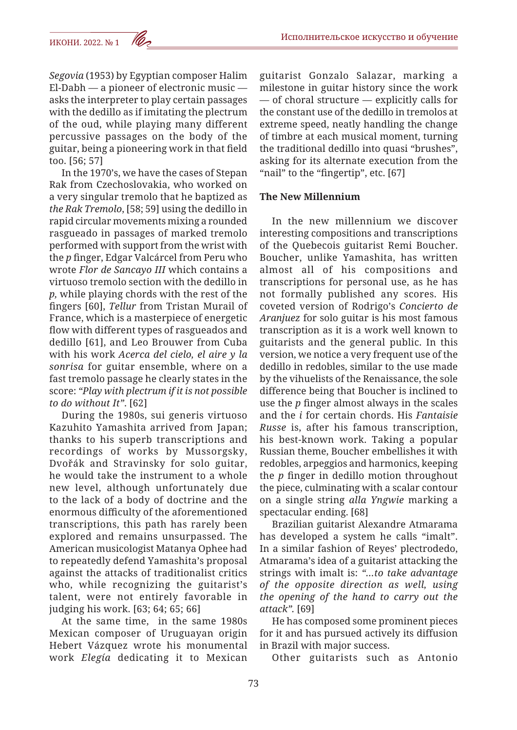*Segovia* (1953) by Egyptian composer Halim El-Dabh — a pioneer of electronic music — asks the interpreter to play certain passages with the dedillo as if imitating the plectrum of the oud, while playing many different percussive passages on the body of the guitar, being a pioneering work in that field too. [56; 57]

In the 1970's, we have the cases of Stepan Rak from Czechoslovakia, who worked on a very singular tremolo that he baptized as *the Rak Tremolo*, [58; 59] using the dedillo in rapid circular movements mixing a rounded rasgueado in passages of marked tremolo performed with support from the wrist with the *p* finger, Edgar Valcárcel from Peru who wrote *Flor de Sancayo III* which contains a virtuoso tremolo section with the dedillo in *p*, while playing chords with the rest of the fingers [60], *Tellur* from Tristan Murail of France, which is a masterpiece of energetic flow with different types of rasgueados and dedillo [61], and Leo Brouwer from Cuba with his work *Acerca del cielo, el aire y la sonrisa* for guitar ensemble, where on a fast tremolo passage he clearly states in the score: *"Play with plectrum if it is not possible to do without It"*. [62]

During the 1980s, sui generis virtuoso Kazuhito Yamashita arrived from Japan; thanks to his superb transcriptions and recordings of works by Mussorgsky, Dvořák and Stravinsky for solo guitar, he would take the instrument to a whole new level, although unfortunately due to the lack of a body of doctrine and the enormous difficulty of the aforementioned transcriptions, this path has rarely been explored and remains unsurpassed. The American musicologist Matanya Ophee had to repeatedly defend Yamashita's proposal against the attacks of traditionalist critics who, while recognizing the guitarist's talent, were not entirely favorable in judging his work. [63; 64; 65; 66]

At the same time, in the same 1980s Mexican composer of Uruguayan origin Hebert Vázquez wrote his monumental work *Elegía* dedicating it to Mexican guitarist Gonzalo Salazar, marking a milestone in guitar history since the work — of choral structure — explicitly calls for the constant use of the dedillo in tremolos at extreme speed, neatly handling the change of timbre at each musical moment, turning the traditional dedillo into quasi "brushes", asking for its alternate execution from the "nail" to the "fingertip", etc. [67]

**The New Millennium**

In the new millennium we discover interesting compositions and transcriptions of the Quebecois guitarist Remi Boucher. Boucher, unlike Yamashita, has written almost all of his compositions and transcriptions for personal use, as he has not formally published any scores. His coveted version of Rodrigo's *Concierto de Aranjuez* for solo guitar is his most famous transcription as it is a work well known to guitarists and the general public. In this version, we notice a very frequent use of the dedillo in redobles, similar to the use made by the vihuelists of the Renaissance, the sole difference being that Boucher is inclined to use the *p* finger almost always in the scales and the *i* for certain chords. His *Fantaisie Russe* is, after his famous transcription, his best-known work. Taking a popular Russian theme, Boucher embellishes it with redobles, arpeggios and harmonics, keeping the *p* finger in dedillo motion throughout the piece, culminating with a scalar contour on a single string *alla Yngwie* marking a spectacular ending. [68]

Brazilian guitarist Alexandre Atmarama has developed a system he calls "imalt". In a similar fashion of Reyes' plectrodedo, Atmarama's idea of a guitarist attacking the strings with imalt is: *"...to take advantage of the opposite direction as well, using the opening of the hand to carry out the attack"*. [69]

He has composed some prominent pieces for it and has pursued actively its diffusion in Brazil with major success.

Other guitarists such as Antonio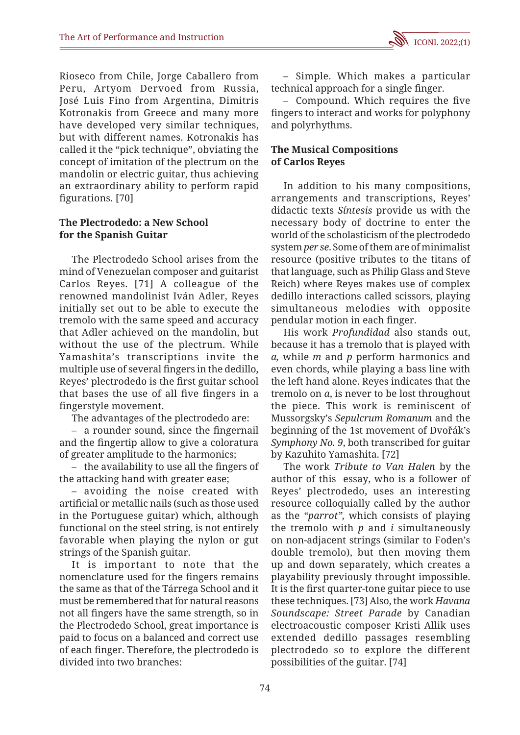Rioseco from Chile, Jorge Caballero from Peru, Artyom Dervoed from Russia, José Luis Fino from Argentina, Dimitris Kotronakis from Greece and many more have developed very similar techniques, but with different names. Kotronakis has called it the "pick technique", obviating the concept of imitation of the plectrum on the mandolin or electric guitar, thus achieving an extraordinary ability to perform rapid figurations. [70]

**The Plectrodedo: a New School for the Spanish Guitar**

The Plectrodedo School arises from the mind of Venezuelan composer and guitarist Carlos Reyes. [71] A colleague of the renowned mandolinist Iván Adler, Reyes initially set out to be able to execute the tremolo with the same speed and accuracy that Adler achieved on the mandolin, but without the use of the plectrum. While Yamashita's transcriptions invite the multiple use of several fingers in the dedillo, Reyes' plectrodedo is the first guitar school that bases the use of all five fingers in a fingerstyle movement.

The advantages of the plectrodedo are:

– a rounder sound, since the fingernail and the fingertip allow to give a coloratura of greater amplitude to the harmonics;

– the availability to use all the fingers of the attacking hand with greater ease;

– avoiding the noise created with artificial or metallic nails (such as those used in the Portuguese guitar) which, although functional on the steel string, is not entirely favorable when playing the nylon or gut strings of the Spanish guitar.

It is important to note that the nomenclature used for the fingers remains the same as that of the Tárrega School and it must be remembered that for natural reasons not all fingers have the same strength, so in the Plectrodedo School, great importance is paid to focus on a balanced and correct use of each finger. Therefore, the plectrodedo is divided into two branches:

– Simple. Which makes a particular technical approach for a single finger.

– Compound. Which requires the five fingers to interact and works for polyphony and polyrhythms.

**The Musical Compositions of Carlos Reyes**

In addition to his many compositions, arrangements and transcriptions, Reyes' didactic texts *Síntesis* provide us with the necessary body of doctrine to enter the world of the scholasticism of the plectrodedo system *per se*. Some of them are of minimalist resource (positive tributes to the titans of that language, such as Philip Glass and Steve Reich) where Reyes makes use of complex dedillo interactions called scissors, playing simultaneous melodies with opposite pendular motion in each finger.

His work *Profundidad* also stands out, because it has a tremolo that is played with *a*, while *m* and *p* perform harmonics and even chords, while playing a bass line with the left hand alone. Reyes indicates that the tremolo on *a*, is never to be lost throughout the piece. This work is reminiscent of Mussorgsky's *Sepulcrum Romanum* and the beginning of the 1st movement of Dvořák's *Symphony No. 9*, both transcribed for guitar by Kazuhito Yamashita. [72]

The work *Tribute to Van Halen* by the author of this essay, who is a follower of Reyes' plectrodedo, uses an interesting resource colloquially called by the author as the *"parrot"*, which consists of playing the tremolo with *p* and *i* simultaneously on non-adjacent strings (similar to Foden's double tremolo), but then moving them up and down separately, which creates a playability previously throught impossible. It is the first quarter-tone guitar piece to use these techniques. [73] Also, the work *Havana Soundscape: Street Parade* by Canadian electroacoustic composer Kristi Allik uses extended dedillo passages resembling plectrodedo so to explore the different possibilities of the guitar. [74]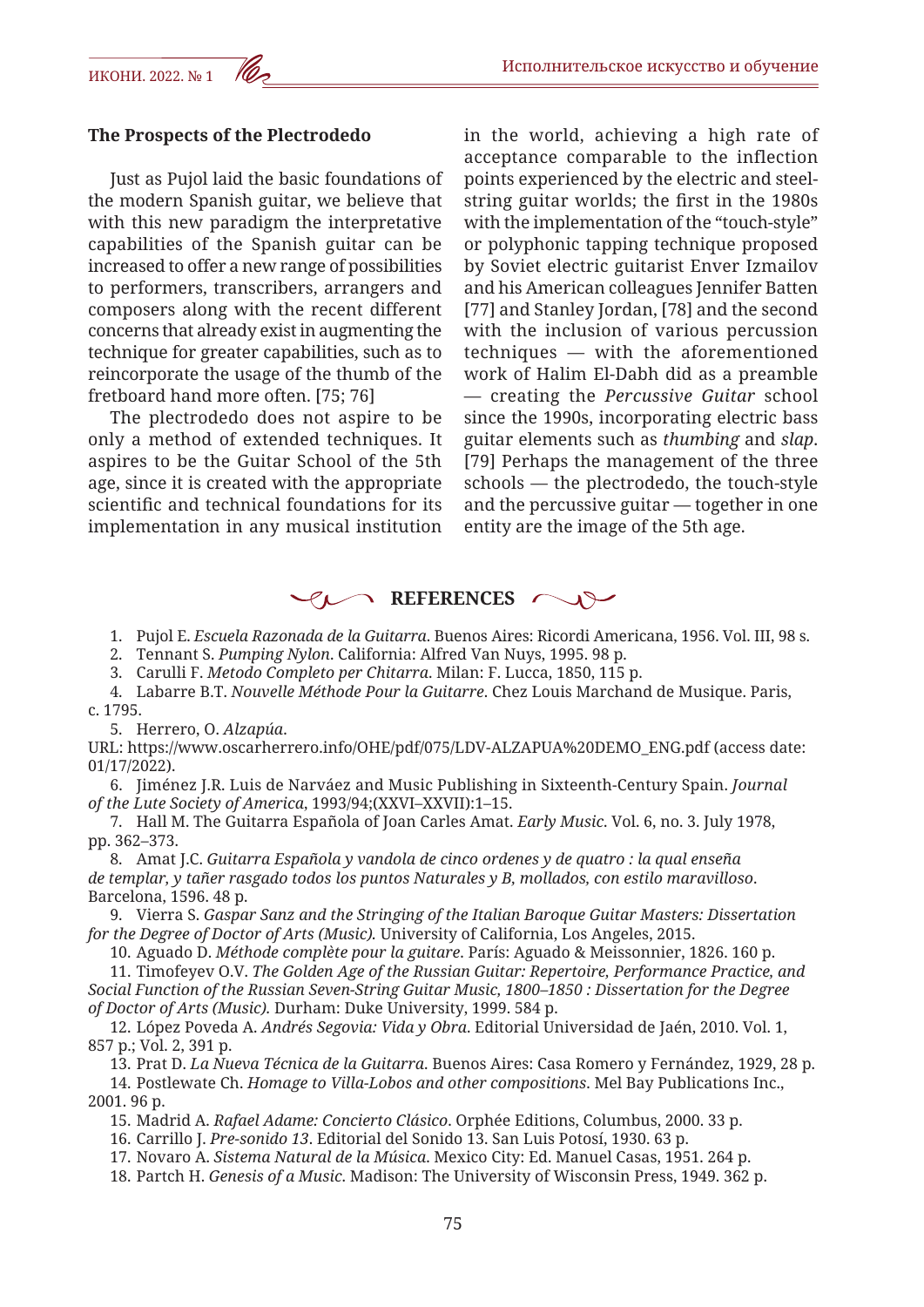### The Prospects of the Plectrodedo

Just as Pujol laid the basic foundations of the modern Spanish guitar, we believe that with this new paradigm the interpretative capabilities of the Spanish guitar can be increased to offer a new range of possibilities to performers, transcribers, arrangers and composers along with the recent different concerns that already exist in augmenting the technique for greater capabilities, such as to reincorporate the usage of the thumb of the fretboard hand more often. [75; 76]

The plectrodedo does not aspire to be only a method of extended techniques. It aspires to be the Guitar School of the 5th age, since it is created with the appropriate scientific and technical foundations for its implementation in any musical institution in the world, achieving a high rate of acceptance comparable to the inflection points experienced by the electric and steel-string guitar worlds; the first in the 1980s with the implementation of the "touch-style" or polyphonic tapping technique proposed by Soviet electric guitarist Enver Izmailov and his American colleagues Jennifer Batten [77] and Stanley Jordan, [78] and the second with the inclusion of various percussion techniques — with the aforementioned work of Halim El-Dabh did as a preamble — creating the *Percussive Guitar* school since the 1990s, incorporating electric bass guitar elements such as *thumbing* and *slap*. [79] Perhaps the management of the three schools — the plectrodedo, the touch-style and the percussive guitar — together in one entity are the image of the 5th age.

## REFERENCES

1. Pujol E. *Escuela Razonada de la Guitarra*. Buenos Aires: Ricordi Americana, 1956. Vol. III, 98 s.
2. Tennant S. *Pumping Nylon*. California: Alfred Van Nuys, 1995. 98 p.
3. Carulli F. *Metodo Completo per Chitarra*. Milan: F. Lucca, 1850, 115 p.
4. Labarre B.T. *Nouvelle Méthode Pour la Guitarre*. Chez Louis Marchand de Musique. Paris, c. 1795.
5. Herrero, O. *Alzapúa*. URL: https://www.oscarherrero.info/OHE/pdf/075/LDV-ALZAPUA%20DEMO_ENG.pdf (access date: 01/17/2022).
6. Jiménez J.R. Luis de Narváez and Music Publishing in Sixteenth-Century Spain. *Journal of the Lute Society of America*, 1993/94;(XXVI–XXVII):1–15.
7. Hall M. The Guitarra Española of Joan Carles Amat. *Early Music*. Vol. 6, no. 3. July 1978, pp. 362–373.
8. Amat J.C. *Guitarra Española y vandola de cinco ordenes y de quatro : la qual enseña de templar, y tañer rasgado todos los puntos Naturales y B, mollados, con estilo maravilloso*. Barcelona, 1596. 48 p.
9. Vierra S. *Gaspar Sanz and the Stringing of the Italian Baroque Guitar Masters: Dissertation for the Degree of Doctor of Arts (Music)*. University of California, Los Angeles, 2015.
10. Aguado D. *Méthode complète pour la guitare*. París: Aguado & Meissonnier, 1826. 160 p.
11. Timofeyev O.V. *The Golden Age of the Russian Guitar: Repertoire, Performance Practice, and Social Function of the Russian Seven-String Guitar Music, 1800–1850 : Dissertation for the Degree of Doctor of Arts (Music)*. Durham: Duke University, 1999. 584 p.
12. López Poveda A. *Andrés Segovia: Vida y Obra*. Editorial Universidad de Jaén, 2010. Vol. 1, 857 p.; Vol. 2, 391 p.
13. Prat D. *La Nueva Técnica de la Guitarra*. Buenos Aires: Casa Romero y Fernández, 1929, 28 p.
14. Postlewate Ch. *Homage to Villa-Lobos and other compositions*. Mel Bay Publications Inc., 2001. 96 p.
15. Madrid A. *Rafael Adame: Concierto Clásico*. Orphée Editions, Columbus, 2000. 33 p.
16. Carrillo J. *Pre-sonido 13*. Editorial del Sonido 13. San Luis Potosí, 1930. 63 p.
17. Novaro A. *Sistema Natural de la Música*. Mexico City: Ed. Manuel Casas, 1951. 264 p.
18. Partch H. *Genesis of a Music*. Madison: The University of Wisconsin Press, 1949. 362 p.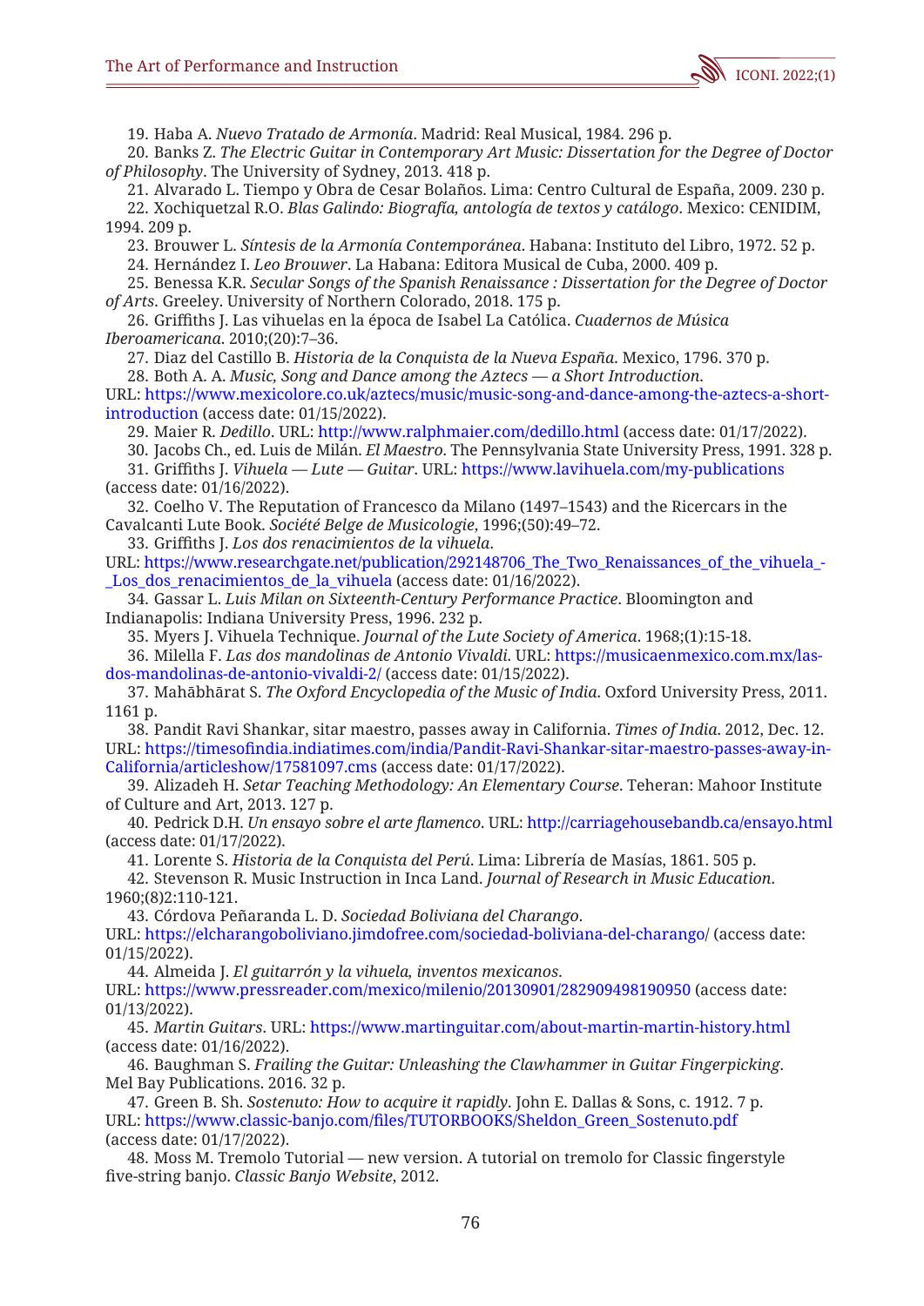19. Haba A. *Nuevo Tratado de Armonía*. Madrid: Real Musical, 1984. 296 p.

20. Banks Z. *The Electric Guitar in Contemporary Art Music: Dissertation for the Degree of Doctor of Philosophy*. The University of Sydney, 2013. 418 p.

21. Alvarado L. Tiempo y Obra de Cesar Bolaños. Lima: Centro Cultural de España, 2009. 230 p.

22. Xochiquetzal R.O. *Blas Galindo: Biografía, antología de textos y catálogo*. Mexico: CENIDIM, 1994. 209 p.

23. Brouwer L. *Síntesis de la Armonía Contemporánea*. Habana: Instituto del Libro, 1972. 52 p.

24. Hernández I. *Leo Brouwer*. La Habana: Editora Musical de Cuba, 2000. 409 p.

25. Benessa K.R. *Secular Songs of the Spanish Renaissance : Dissertation for the Degree of Doctor of Arts*. Greeley. University of Northern Colorado, 2018. 175 p.

26. Griffiths J. Las vihuelas en la época de Isabel La Católica. *Cuadernos de Música Iberoamericana*. 2010;(20):7–36.

27. Diaz del Castillo B. *Historia de la Conquista de la Nueva España*. Mexico, 1796. 370 p.

28. Both A. A. *Music, Song and Dance among the Aztecs — a Short Introduction*. URL: https://www.mexicolore.co.uk/aztecs/music/music-song-and-dance-among-the-aztecs-a-short-introduction (access date: 01/15/2022).

29. Maier R. *Dedillo*. URL: http://www.ralphmaier.com/dedillo.html (access date: 01/17/2022).

30. Jacobs Ch., ed. Luis de Milán. *El Maestro*. The Pennsylvania State University Press, 1991. 328 p.

31. Griffiths J. *Vihuela — Lute — Guitar*. URL: https://www.lavihuela.com/my-publications (access date: 01/16/2022).

32. Coelho V. The Reputation of Francesco da Milano (1497–1543) and the Ricercars in the Cavalcanti Lute Book. *Société Belge de Musicologie*, 1996;(50):49–72.

33. Griffiths J. *Los dos renacimientos de la vihuela*. URL: https://www.researchgate.net/publication/292148706_The_Two_Renaissances_of_the_vihuela_-_Los_dos_renacimientos_de_la_vihuela (access date: 01/16/2022).

34. Gassar L. *Luis Milan on Sixteenth-Century Performance Practice*. Bloomington and Indianapolis: Indiana University Press, 1996. 232 p.

35. Myers J. Vihuela Technique. *Journal of the Lute Society of America*. 1968;(1):15-18.

36. Milella F. *Las dos mandolinas de Antonio Vivaldi*. URL: https://musicaenmexico.com.mx/las-dos-mandolinas-de-antonio-vivaldi-2/ (access date: 01/15/2022).

37. Mahābhārat S. *The Oxford Encyclopedia of the Music of India*. Oxford University Press, 2011. 1161 p.

38. Pandit Ravi Shankar, sitar maestro, passes away in California. *Times of India*. 2012, Dec. 12. URL: https://timesofindia.indiatimes.com/india/Pandit-Ravi-Shankar-sitar-maestro-passes-away-in-California/articleshow/17581097.cms (access date: 01/17/2022).

39. Alizadeh H. *Setar Teaching Methodology: An Elementary Course*. Teheran: Mahoor Institute of Culture and Art, 2013. 127 p.

40. Pedrick D.H. *Un ensayo sobre el arte flamenco*. URL: http://carriagehousebandb.ca/ensayo.html (access date: 01/17/2022).

41. Lorente S. *Historia de la Conquista del Perú*. Lima: Librería de Masías, 1861. 505 p.

42. Stevenson R. Music Instruction in Inca Land. *Journal of Research in Music Education*. 1960;(8)2:110-121.

43. Córdova Peñaranda L. D. *Sociedad Boliviana del Charango*. URL: https://elcharangoboliviano.jimdofree.com/sociedad-boliviana-del-charango/ (access date: 01/15/2022).

44. Almeida J. *El guitarrón y la vihuela, inventos mexicanos*. URL: https://www.pressreader.com/mexico/milenio/20130901/282909498190950 (access date: 01/13/2022).

45. *Martin Guitars*. URL: https://www.martinguitar.com/about-martin-martin-history.html (access date: 01/16/2022).

46. Baughman S. *Frailing the Guitar: Unleashing the Clawhammer in Guitar Fingerpicking*. Mel Bay Publications. 2016. 32 p.

47. Green B. Sh. *Sostenuto: How to acquire it rapidly*. John E. Dallas & Sons, c. 1912. 7 p. URL: https://www.classic-banjo.com/files/TUTORBOOKS/Sheldon_Green_Sostenuto.pdf (access date: 01/17/2022).

48. Moss M. Tremolo Tutorial — new version. A tutorial on tremolo for Classic fingerstyle five-string banjo. *Classic Banjo Website*, 2012.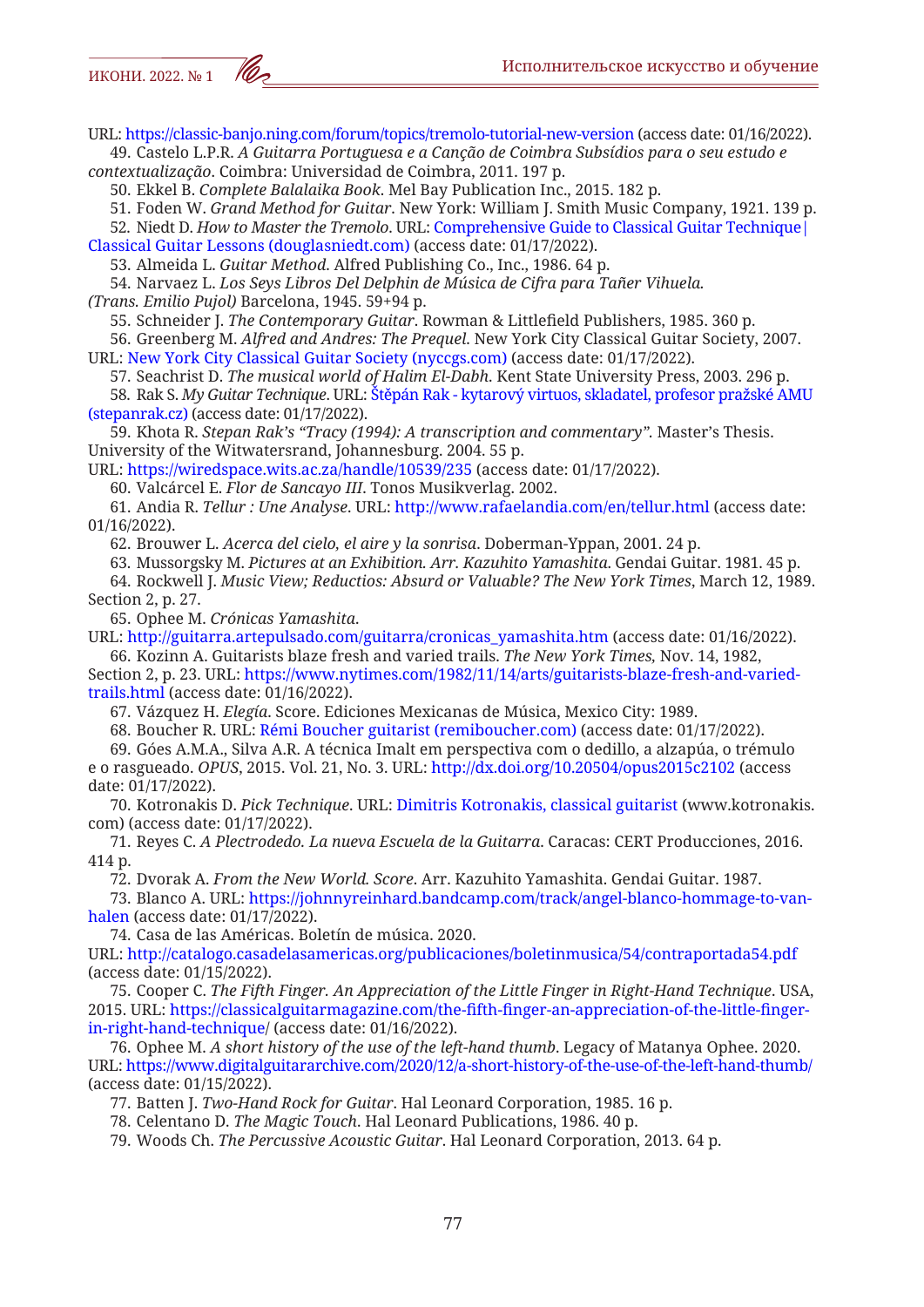URL: https://classic-banjo.ning.com/forum/topics/tremolo-tutorial-new-version (access date: 01/16/2022).

49. Castelo L.P.R. *A Guitarra Portuguesa e a Canção de Coimbra Subsídios para o seu estudo e contextualização*. Coimbra: Universidad de Coimbra, 2011. 197 p.

50. Ekkel B. *Complete Balalaika Book*. Mel Bay Publication Inc., 2015. 182 p.

51. Foden W. *Grand Method for Guitar*. New York: William J. Smith Music Company, 1921. 139 p.

52. Niedt D. *How to Master the Tremolo*. URL: Comprehensive Guide to Classical Guitar Technique | Classical Guitar Lessons (douglasniedt.com) (access date: 01/17/2022).

53. Almeida L. *Guitar Method*. Alfred Publishing Co., Inc., 1986. 64 p.

54. Narvaez L. *Los Seys Libros Del Delphin de Música de Cifra para Tañer Vihuela. (Trans. Emilio Pujol)* Barcelona, 1945. 59+94 p.

55. Schneider J. *The Contemporary Guitar*. Rowman & Littlefield Publishers, 1985. 360 p.

56. Greenberg M. *Alfred and Andres: The Prequel*. New York City Classical Guitar Society, 2007. URL: New York City Classical Guitar Society (nyccgs.com) (access date: 01/17/2022).

57. Seachrist D. *The musical world of Halim El-Dabh*. Kent State University Press, 2003. 296 p.

58. Rak S. *My Guitar Technique*. URL: Štěpán Rak - kytarový virtuos, skladatel, profesor pražské AMU (stepanrak.cz) (access date: 01/17/2022).

59. Khota R. *Stepan Rak's "Tracy (1994): A transcription and commentary"*. Master's Thesis. University of the Witwatersrand, Johannesburg. 2004. 55 p. URL: https://wiredspace.wits.ac.za/handle/10539/235 (access date: 01/17/2022).

60. Valcárcel E. *Flor de Sancayo III*. Tonos Musikverlag. 2002.

61. Andia R. *Tellur : Une Analyse*. URL: http://www.rafaelandia.com/en/tellur.html (access date: 01/16/2022).

62. Brouwer L. *Acerca del cielo, el aire y la sonrisa*. Doberman-Yppan, 2001. 24 p.

63. Mussorgsky M. *Pictures at an Exhibition. Arr. Kazuhito Yamashita*. Gendai Guitar. 1981. 45 p.

64. Rockwell J. *Music View; Reductios: Absurd or Valuable? The New York Times*, March 12, 1989. Section 2, p. 27.

65. Ophee M. *Crónicas Yamashita*. URL: http://guitarra.artepulsado.com/guitarra/cronicas_yamashita.htm (access date: 01/16/2022).

66. Kozinn A. Guitarists blaze fresh and varied trails. *The New York Times,* Nov. 14, 1982, Section 2, p. 23. URL: https://www.nytimes.com/1982/11/14/arts/guitarists-blaze-fresh-and-varied-trails.html (access date: 01/16/2022).

67. Vázquez H. *Elegía*. Score. Ediciones Mexicanas de Música, Mexico City: 1989.

68. Boucher R. URL: Rémi Boucher guitarist (remiboucher.com) (access date: 01/17/2022).

69. Góes A.M.A., Silva A.R. A técnica Imalt em perspectiva com o dedillo, a alzapúa, o trémulo e o rasgueado. *OPUS*, 2015. Vol. 21, No. 3. URL: http://dx.doi.org/10.20504/opus2015c2102 (access date: 01/17/2022).

70. Kotronakis D. *Pick Technique*. URL: Dimitris Kotronakis, classical guitarist (www.kotronakis.com) (access date: 01/17/2022).

71. Reyes C. *A Plectrodedo. La nueva Escuela de la Guitarra*. Caracas: CERT Producciones, 2016. 414 p.

72. Dvorak A. *From the New World. Score*. Arr. Kazuhito Yamashita. Gendai Guitar. 1987.

73. Blanco A. URL: https://johnnyreinhard.bandcamp.com/track/angel-blanco-hommage-to-van-halen (access date: 01/17/2022).

74. Casa de las Américas. Boletín de música. 2020. URL: http://catalogo.casadelasamericas.org/publicaciones/boletinmusica/54/contraportada54.pdf (access date: 01/15/2022).

75. Cooper C. *The Fifth Finger. An Appreciation of the Little Finger in Right-Hand Technique*. USA, 2015. URL: https://classicalguitarmagazine.com/the-fifth-finger-an-appreciation-of-the-little-finger-in-right-hand-technique/ (access date: 01/16/2022).

76. Ophee M. *A short history of the use of the left-hand thumb*. Legacy of Matanya Ophee. 2020. URL: https://www.digitalguitararchive.com/2020/12/a-short-history-of-the-use-of-the-left-hand-thumb/ (access date: 01/15/2022).

77. Batten J. *Two-Hand Rock for Guitar*. Hal Leonard Corporation, 1985. 16 p.

78. Celentano D. *The Magic Touch*. Hal Leonard Publications, 1986. 40 p.

79. Woods Ch. *The Percussive Acoustic Guitar*. Hal Leonard Corporation, 2013. 64 p.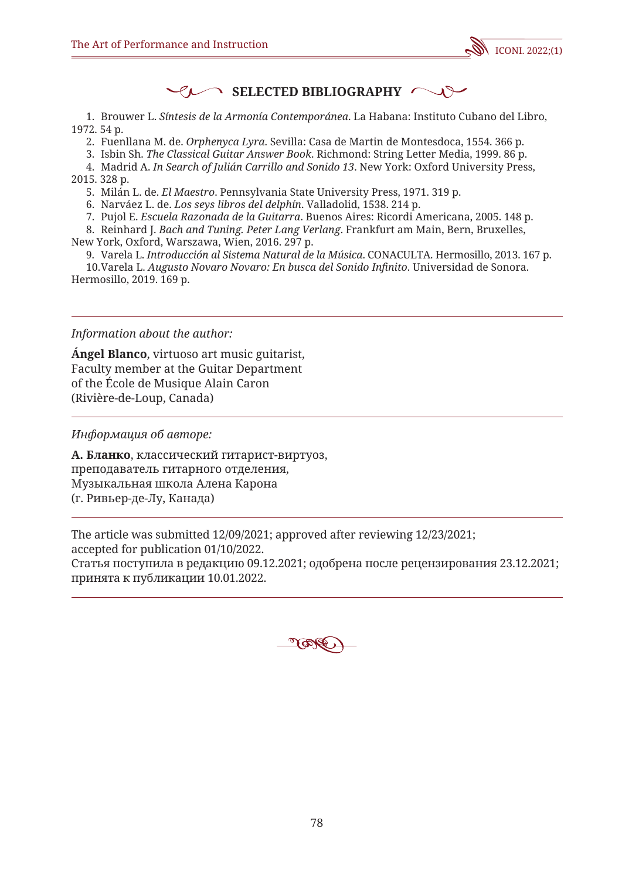## SELECTED BIBLIOGRAPHY

1. Brouwer L. *Síntesis de la Armonía Contemporánea*. La Habana: Instituto Cubano del Libro, 1972. 54 p.
2. Fuenllana M. de. *Orphenyca Lyra*. Sevilla: Casa de Martin de Montesdoca, 1554. 366 p.
3. Isbin Sh. *The Classical Guitar Answer Book*. Richmond: String Letter Media, 1999. 86 p.
4. Madrid A. *In Search of Julián Carrillo and Sonido 13*. New York: Oxford University Press, 2015. 328 p.
5. Milán L. de. *El Maestro*. Pennsylvania State University Press, 1971. 319 p.
6. Narváez L. de. *Los seys libros del delphín*. Valladolid, 1538. 214 p.
7. Pujol E. *Escuela Razonada de la Guitarra*. Buenos Aires: Ricordi Americana, 2005. 148 p.
8. Reinhard J. *Bach and Tuning. Peter Lang Verlang*. Frankfurt am Main, Bern, Bruxelles, New York, Oxford, Warszawa, Wien, 2016. 297 p.
9. Varela L. *Introducción al Sistema Natural de la Música*. CONACULTA. Hermosillo, 2013. 167 p.
10. Varela L. *Augusto Novaro Novaro: En busca del Sonido Infinito*. Universidad de Sonora. Hermosillo, 2019. 169 p.

---

*Information about the author:*

**Ángel Blanco**, virtuoso art music guitarist,
Faculty member at the Guitar Department
of the École de Musique Alain Caron
(Rivière-de-Loup, Canada)

---

*Информация об авторе:*

**А. Бланко**, классический гитарист-виртуоз,
преподаватель гитарного отделения,
Музыкальная школа Алена Карона
(г. Ривьер-де-Лу, Канада)

---

The article was submitted 12/09/2021; approved after reviewing 12/23/2021;
accepted for publication 01/10/2022.
Статья поступила в редакцию 09.12.2021; одобрена после рецензирования 23.12.2021;
принята к публикации 10.01.2022.